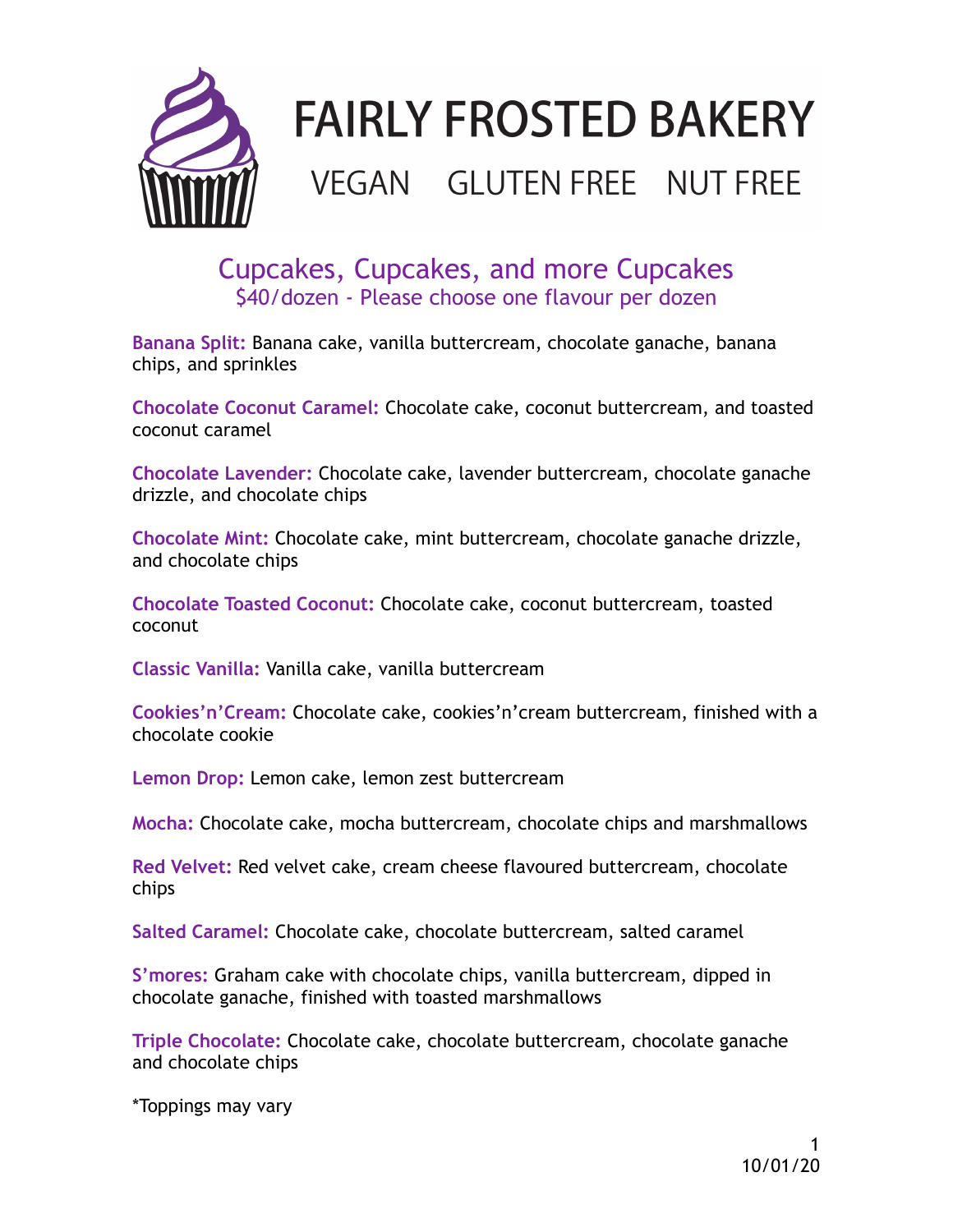# FAIRLY FROSTED BAKERY

VEGAN GLUTEN FREE NUT FREE

## Cupcakes, Cupcakes, and more Cupcakes

$40/dozen - Please choose one flavour per dozen

**Banana Split:** Banana cake, vanilla buttercream, chocolate ganache, banana chips, and sprinkles

**Chocolate Coconut Caramel:** Chocolate cake, coconut buttercream, and toasted coconut caramel

**Chocolate Lavender:** Chocolate cake, lavender buttercream, chocolate ganache drizzle, and chocolate chips

**Chocolate Mint:** Chocolate cake, mint buttercream, chocolate ganache drizzle, and chocolate chips

**Chocolate Toasted Coconut:** Chocolate cake, coconut buttercream, toasted coconut

**Classic Vanilla:** Vanilla cake, vanilla buttercream

**Cookies'n'Cream:** Chocolate cake, cookies'n'cream buttercream, finished with a chocolate cookie

**Lemon Drop:** Lemon cake, lemon zest buttercream

**Mocha:** Chocolate cake, mocha buttercream, chocolate chips and marshmallows

**Red Velvet:** Red velvet cake, cream cheese flavoured buttercream, chocolate chips

**Salted Caramel:** Chocolate cake, chocolate buttercream, salted caramel

**S'mores:** Graham cake with chocolate chips, vanilla buttercream, dipped in chocolate ganache, finished with toasted marshmallows

**Triple Chocolate:** Chocolate cake, chocolate buttercream, chocolate ganache and chocolate chips

*Toppings may vary

10/01/20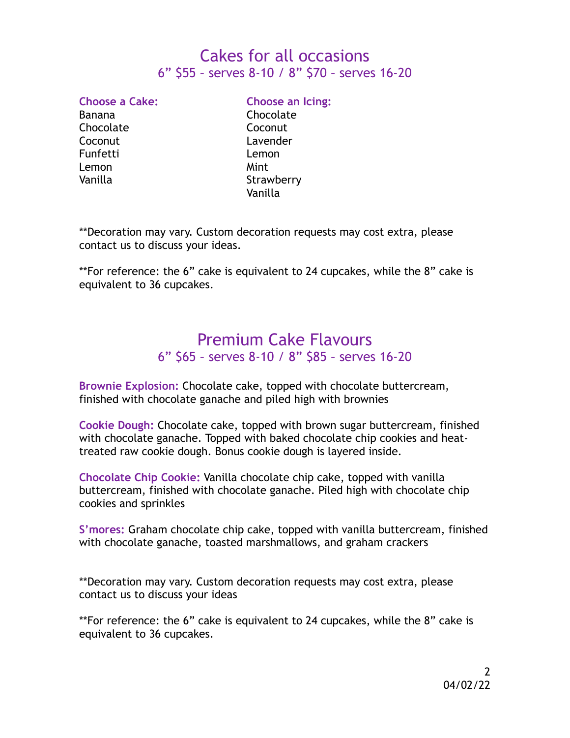# Cakes for all occasions

## 6" $55 – serves 8-10 / 8" $70 – serves 16-20

| Choose a Cake: | Choose an Icing: |
|---|---|
| Banana | Chocolate |
| Chocolate | Coconut |
| Coconut | Lavender |
| Funfetti | Lemon |
| Lemon | Mint |
| Vanilla | Strawberry |
| | Vanilla |

**Decoration may vary. Custom decoration requests may cost extra, please contact us to discuss your ideas.

**For reference: the 6" cake is equivalent to 24 cupcakes, while the 8" cake is equivalent to 36 cupcakes.

# Premium Cake Flavours

## 6" $65 – serves 8-10 / 8" $85 – serves 16-20

**Brownie Explosion:** Chocolate cake, topped with chocolate buttercream, finished with chocolate ganache and piled high with brownies

**Cookie Dough:** Chocolate cake, topped with brown sugar buttercream, finished with chocolate ganache. Topped with baked chocolate chip cookies and heat-treated raw cookie dough. Bonus cookie dough is layered inside.

**Chocolate Chip Cookie:** Vanilla chocolate chip cake, topped with vanilla buttercream, finished with chocolate ganache. Piled high with chocolate chip cookies and sprinkles

**S'mores:** Graham chocolate chip cake, topped with vanilla buttercream, finished with chocolate ganache, toasted marshmallows, and graham crackers

**Decoration may vary. Custom decoration requests may cost extra, please contact us to discuss your ideas

**For reference: the 6" cake is equivalent to 24 cupcakes, while the 8" cake is equivalent to 36 cupcakes.

04/02/22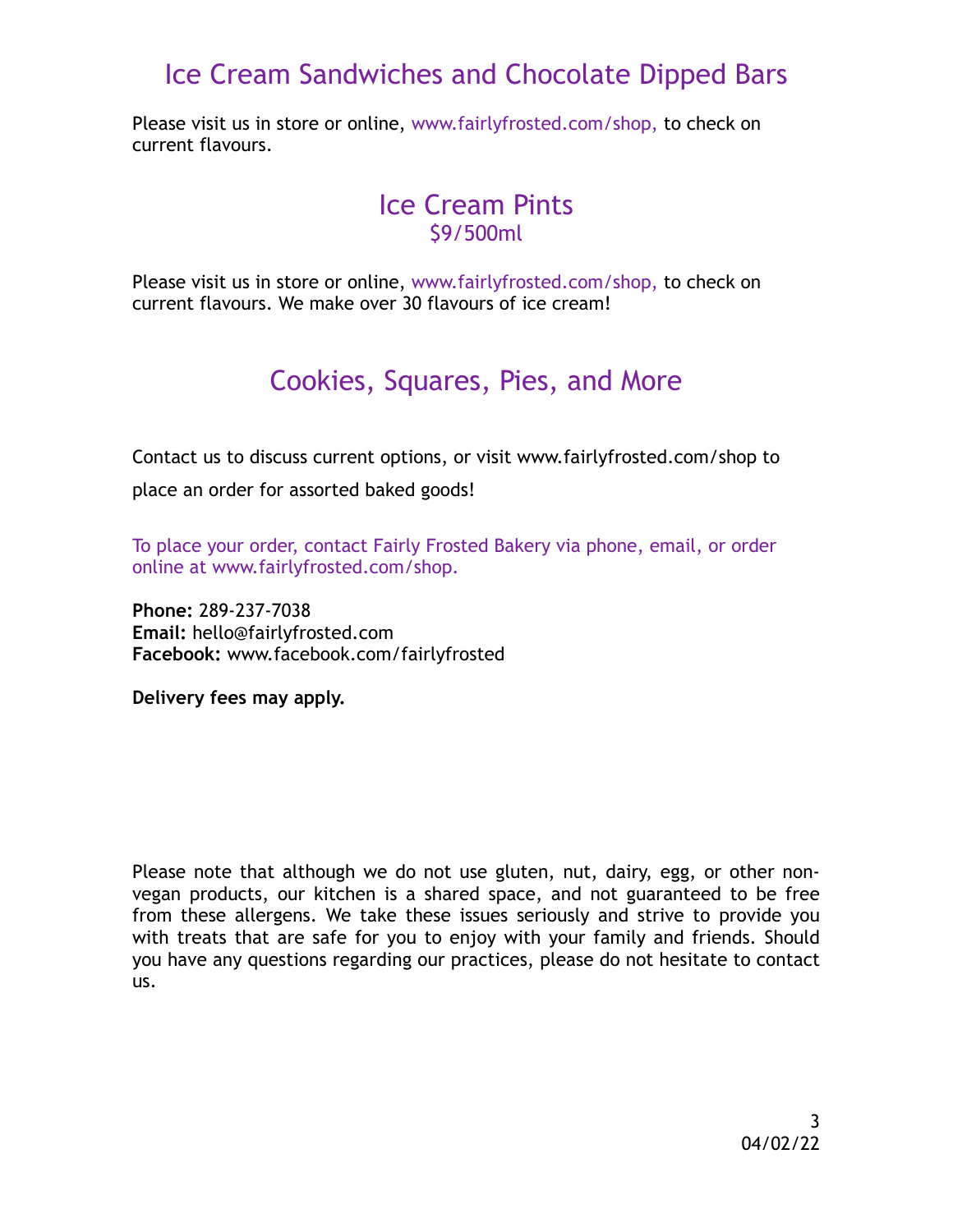## Ice Cream Sandwiches and Chocolate Dipped Bars

Please visit us in store or online, www.fairlyfrosted.com/shop, to check on current flavours.

## Ice Cream Pints

$9/500ml

Please visit us in store or online, www.fairlyfrosted.com/shop, to check on current flavours. We make over 30 flavours of ice cream!

## Cookies, Squares, Pies, and More

Contact us to discuss current options, or visit www.fairlyfrosted.com/shop to place an order for assorted baked goods!

To place your order, contact Fairly Frosted Bakery via phone, email, or order online at www.fairlyfrosted.com/shop.

**Phone:** 289-237-7038
**Email:** hello@fairlyfrosted.com
**Facebook:** www.facebook.com/fairlyfrosted

**Delivery fees may apply.**

Please note that although we do not use gluten, nut, dairy, egg, or other non-vegan products, our kitchen is a shared space, and not guaranteed to be free from these allergens. We take these issues seriously and strive to provide you with treats that are safe for you to enjoy with your family and friends. Should you have any questions regarding our practices, please do not hesitate to contact us.

04/02/22